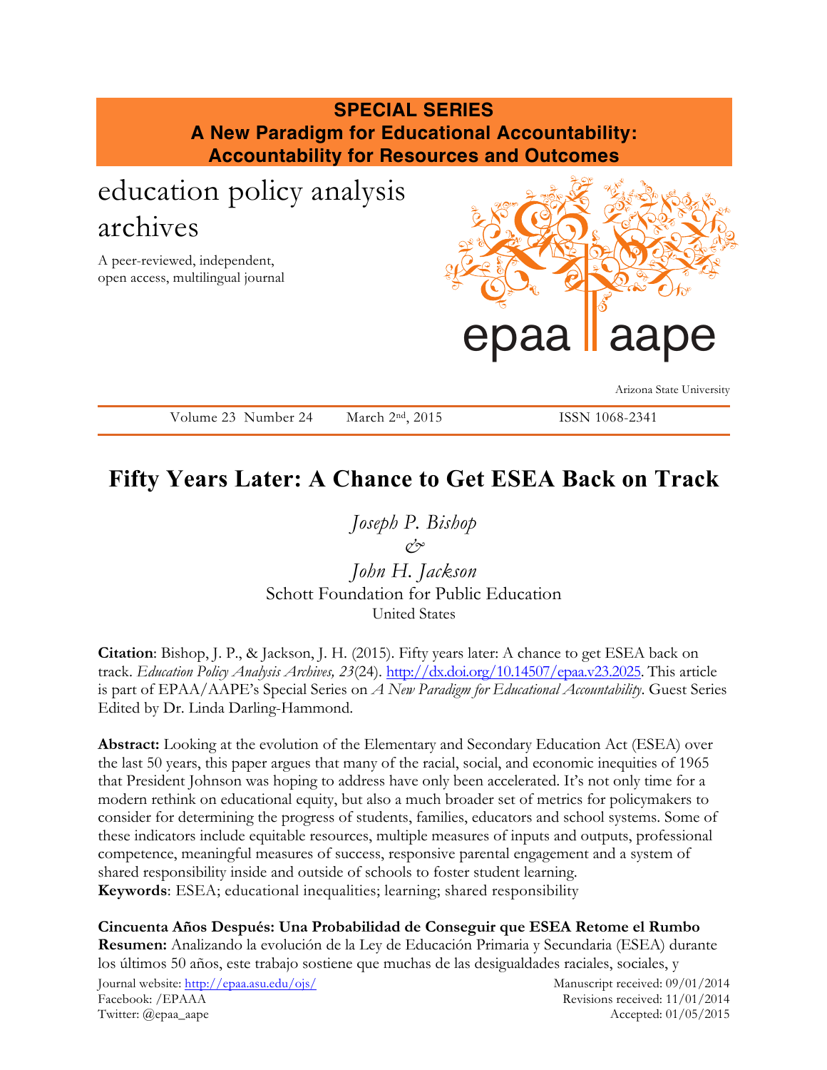**SPECIAL SERIES**
**A New Paradigm for Educational Accountability: Accountability for Resources and Outcomes**

education policy analysis archives

A peer-reviewed, independent, open access, multilingual journal

epaa | aape

Arizona State University

Volume 23 Number 24 March 2nd, 2015 ISSN 1068-2341

# Fifty Years Later: A Chance to Get ESEA Back on Track

*Joseph P. Bishop*
*&*
*John H. Jackson*
Schott Foundation for Public Education
United States

**Citation**: Bishop, J. P., & Jackson, J. H. (2015). Fifty years later: A chance to get ESEA back on track. *Education Policy Analysis Archives, 23*(24). http://dx.doi.org/10.14507/epaa.v23.2025. This article is part of EPAA/AAPE's Special Series on *A New Paradigm for Educational Accountability*. Guest Series Edited by Dr. Linda Darling-Hammond.

**Abstract:** Looking at the evolution of the Elementary and Secondary Education Act (ESEA) over the last 50 years, this paper argues that many of the racial, social, and economic inequities of 1965 that President Johnson was hoping to address have only been accelerated. It's not only time for a modern rethink on educational equity, but also a much broader set of metrics for policymakers to consider for determining the progress of students, families, educators and school systems. Some of these indicators include equitable resources, multiple measures of inputs and outputs, professional competence, meaningful measures of success, responsive parental engagement and a system of shared responsibility inside and outside of schools to foster student learning.
**Keywords**: ESEA; educational inequalities; learning; shared responsibility

**Cincuenta Años Después: Una Probabilidad de Conseguir que ESEA Retome el Rumbo**
**Resumen:** Analizando la evolución de la Ley de Educación Primaria y Secundaria (ESEA) durante los últimos 50 años, este trabajo sostiene que muchas de las desigualdades raciales, sociales, y

Journal website: http://epaa.asu.edu/ojs/
Facebook: /EPAAA
Twitter: @epaa_aape

Manuscript received: 09/01/2014
Revisions received: 11/01/2014
Accepted: 01/05/2015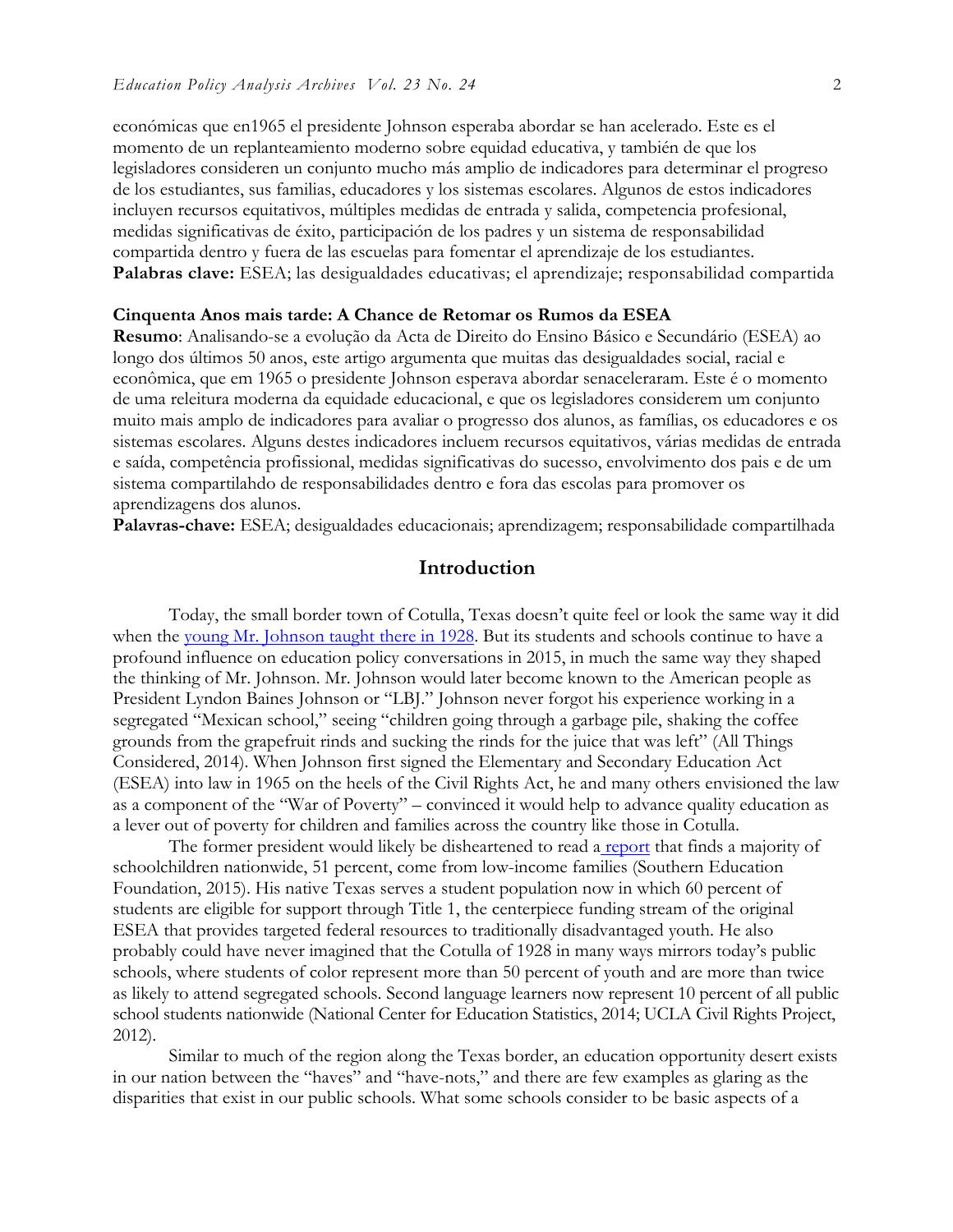económicas que en1965 el presidente Johnson esperaba abordar se han acelerado. Este es el momento de un replanteamiento moderno sobre equidad educativa, y también de que los legisladores consideren un conjunto mucho más amplio de indicadores para determinar el progreso de los estudiantes, sus familias, educadores y los sistemas escolares. Algunos de estos indicadores incluyen recursos equitativos, múltiples medidas de entrada y salida, competencia profesional, medidas significativas de éxito, participación de los padres y un sistema de responsabilidad compartida dentro y fuera de las escuelas para fomentar el aprendizaje de los estudiantes.
**Palabras clave:** ESEA; las desigualdades educativas; el aprendizaje; responsabilidad compartida

**Cinquenta Anos mais tarde: A Chance de Retomar os Rumos da ESEA**
**Resumo**: Analisando-se a evolução da Acta de Direito do Ensino Básico e Secundário (ESEA) ao longo dos últimos 50 anos, este artigo argumenta que muitas das desigualdades social, racial e econômica, que em 1965 o presidente Johnson esperava abordar senaceleraram. Este é o momento de uma releitura moderna da equidade educacional, e que os legisladores considerem um conjunto muito mais amplo de indicadores para avaliar o progresso dos alunos, as famílias, os educadores e os sistemas escolares. Alguns destes indicadores incluem recursos equitativos, várias medidas de entrada e saída, competência profissional, medidas significativas do sucesso, envolvimento dos pais e de um sistema compartilahdo de responsabilidades dentro e fora das escolas para promover os aprendizagens dos alunos.
**Palavras-chave:** ESEA; desigualdades educacionais; aprendizagem; responsabilidade compartilhada

## Introduction

Today, the small border town of Cotulla, Texas doesn't quite feel or look the same way it did when the young Mr. Johnson taught there in 1928. But its students and schools continue to have a profound influence on education policy conversations in 2015, in much the same way they shaped the thinking of Mr. Johnson. Mr. Johnson would later become known to the American people as President Lyndon Baines Johnson or "LBJ." Johnson never forgot his experience working in a segregated "Mexican school," seeing "children going through a garbage pile, shaking the coffee grounds from the grapefruit rinds and sucking the rinds for the juice that was left" (All Things Considered, 2014). When Johnson first signed the Elementary and Secondary Education Act (ESEA) into law in 1965 on the heels of the Civil Rights Act, he and many others envisioned the law as a component of the "War of Poverty" – convinced it would help to advance quality education as a lever out of poverty for children and families across the country like those in Cotulla.

The former president would likely be disheartened to read a report that finds a majority of schoolchildren nationwide, 51 percent, come from low-income families (Southern Education Foundation, 2015). His native Texas serves a student population now in which 60 percent of students are eligible for support through Title 1, the centerpiece funding stream of the original ESEA that provides targeted federal resources to traditionally disadvantaged youth. He also probably could have never imagined that the Cotulla of 1928 in many ways mirrors today's public schools, where students of color represent more than 50 percent of youth and are more than twice as likely to attend segregated schools. Second language learners now represent 10 percent of all public school students nationwide (National Center for Education Statistics, 2014; UCLA Civil Rights Project, 2012).

Similar to much of the region along the Texas border, an education opportunity desert exists in our nation between the "haves" and "have-nots," and there are few examples as glaring as the disparities that exist in our public schools. What some schools consider to be basic aspects of a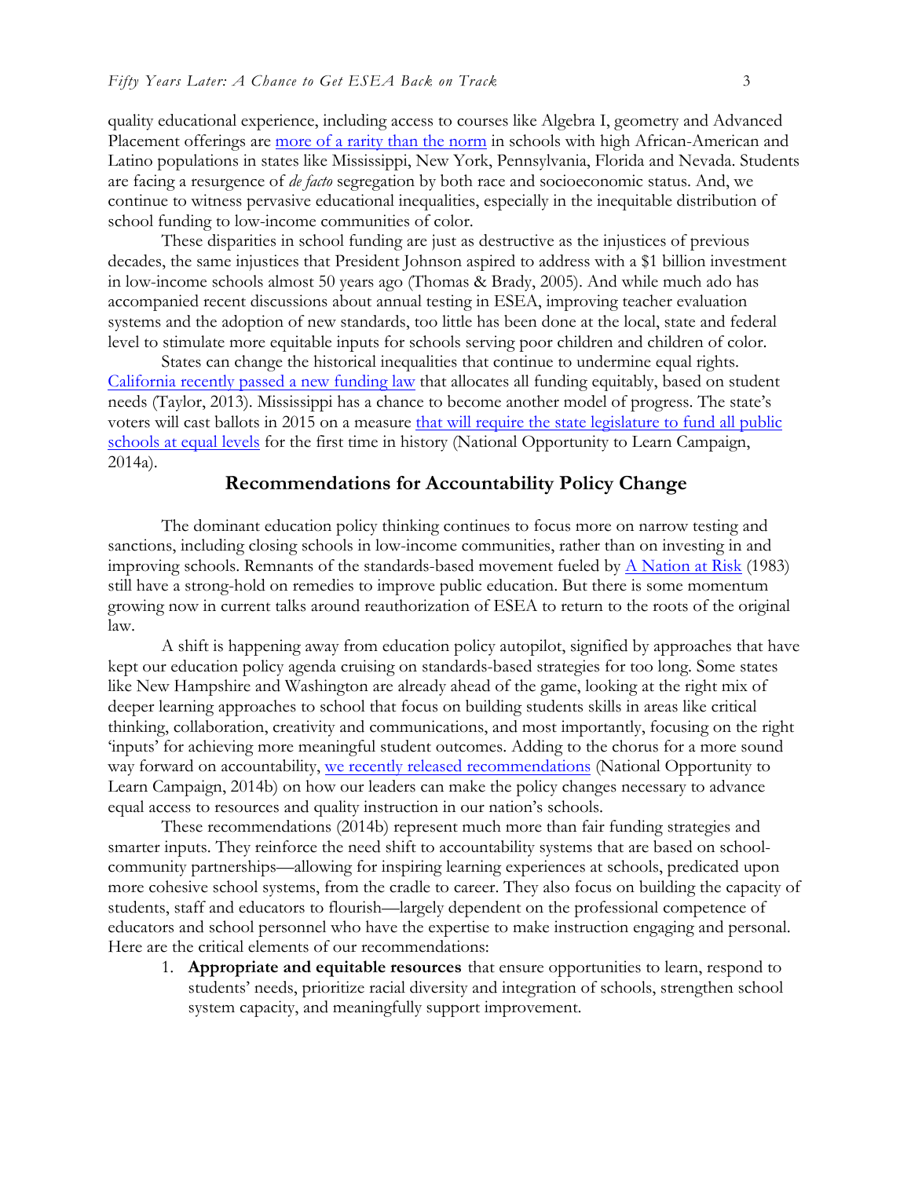quality educational experience, including access to courses like Algebra I, geometry and Advanced Placement offerings are more of a rarity than the norm in schools with high African-American and Latino populations in states like Mississippi, New York, Pennsylvania, Florida and Nevada. Students are facing a resurgence of *de facto* segregation by both race and socioeconomic status. And, we continue to witness pervasive educational inequalities, especially in the inequitable distribution of school funding to low-income communities of color.

These disparities in school funding are just as destructive as the injustices of previous decades, the same injustices that President Johnson aspired to address with a $1 billion investment in low-income schools almost 50 years ago (Thomas & Brady, 2005). And while much ado has accompanied recent discussions about annual testing in ESEA, improving teacher evaluation systems and the adoption of new standards, too little has been done at the local, state and federal level to stimulate more equitable inputs for schools serving poor children and children of color.

States can change the historical inequalities that continue to undermine equal rights. California recently passed a new funding law that allocates all funding equitably, based on student needs (Taylor, 2013). Mississippi has a chance to become another model of progress. The state's voters will cast ballots in 2015 on a measure that will require the state legislature to fund all public schools at equal levels for the first time in history (National Opportunity to Learn Campaign, 2014a).

## Recommendations for Accountability Policy Change

The dominant education policy thinking continues to focus more on narrow testing and sanctions, including closing schools in low-income communities, rather than on investing in and improving schools. Remnants of the standards-based movement fueled by A Nation at Risk (1983) still have a strong-hold on remedies to improve public education. But there is some momentum growing now in current talks around reauthorization of ESEA to return to the roots of the original law.

A shift is happening away from education policy autopilot, signified by approaches that have kept our education policy agenda cruising on standards-based strategies for too long. Some states like New Hampshire and Washington are already ahead of the game, looking at the right mix of deeper learning approaches to school that focus on building students skills in areas like critical thinking, collaboration, creativity and communications, and most importantly, focusing on the right 'inputs' for achieving more meaningful student outcomes. Adding to the chorus for a more sound way forward on accountability, we recently released recommendations (National Opportunity to Learn Campaign, 2014b) on how our leaders can make the policy changes necessary to advance equal access to resources and quality instruction in our nation's schools.

These recommendations (2014b) represent much more than fair funding strategies and smarter inputs. They reinforce the need shift to accountability systems that are based on school-community partnerships—allowing for inspiring learning experiences at schools, predicated upon more cohesive school systems, from the cradle to career. They also focus on building the capacity of students, staff and educators to flourish—largely dependent on the professional competence of educators and school personnel who have the expertise to make instruction engaging and personal. Here are the critical elements of our recommendations:

1. **Appropriate and equitable resources** that ensure opportunities to learn, respond to students' needs, prioritize racial diversity and integration of schools, strengthen school system capacity, and meaningfully support improvement.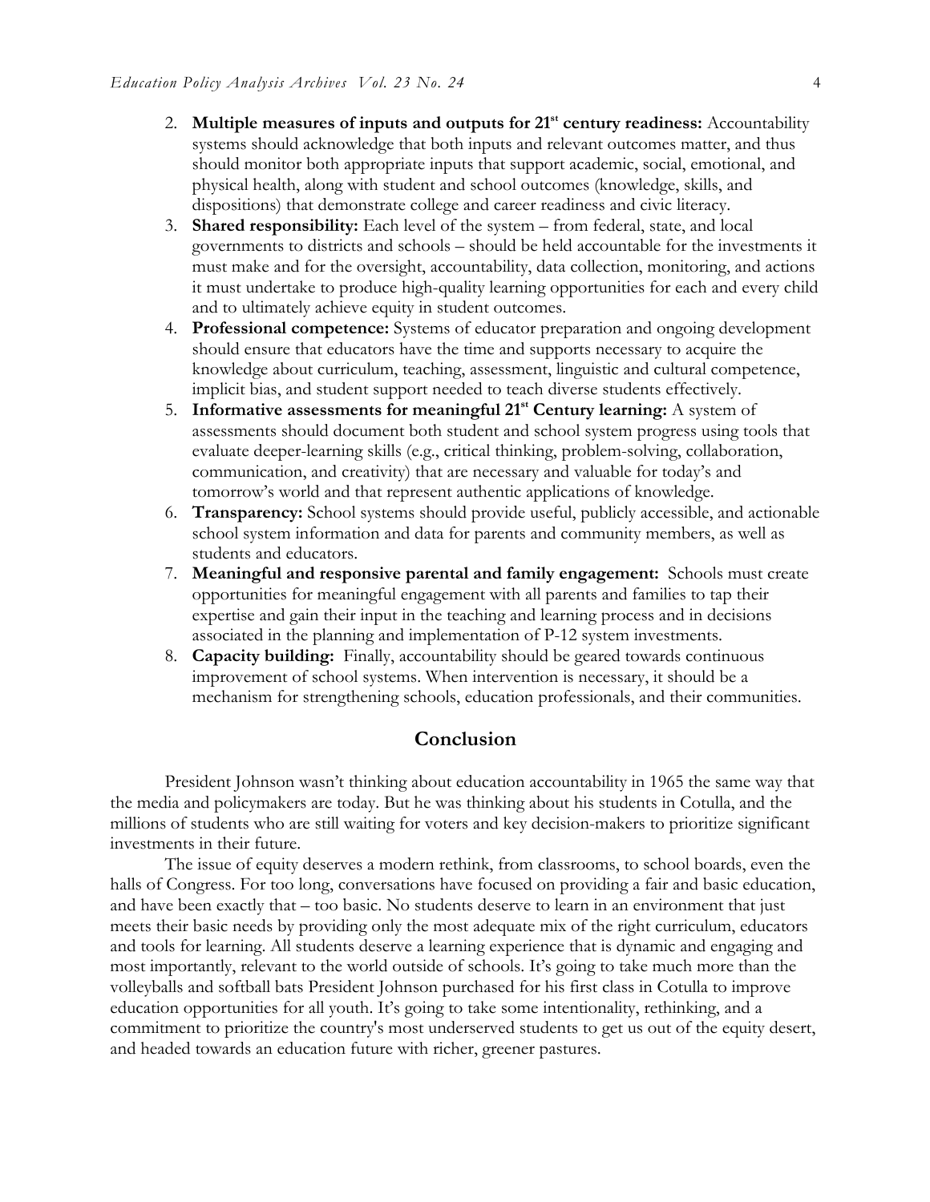2. **Multiple measures of inputs and outputs for 21st century readiness:** Accountability systems should acknowledge that both inputs and relevant outcomes matter, and thus should monitor both appropriate inputs that support academic, social, emotional, and physical health, along with student and school outcomes (knowledge, skills, and dispositions) that demonstrate college and career readiness and civic literacy.
3. **Shared responsibility:** Each level of the system – from federal, state, and local governments to districts and schools – should be held accountable for the investments it must make and for the oversight, accountability, data collection, monitoring, and actions it must undertake to produce high-quality learning opportunities for each and every child and to ultimately achieve equity in student outcomes.
4. **Professional competence:** Systems of educator preparation and ongoing development should ensure that educators have the time and supports necessary to acquire the knowledge about curriculum, teaching, assessment, linguistic and cultural competence, implicit bias, and student support needed to teach diverse students effectively.
5. **Informative assessments for meaningful 21st Century learning:** A system of assessments should document both student and school system progress using tools that evaluate deeper-learning skills (e.g., critical thinking, problem-solving, collaboration, communication, and creativity) that are necessary and valuable for today's and tomorrow's world and that represent authentic applications of knowledge.
6. **Transparency:** School systems should provide useful, publicly accessible, and actionable school system information and data for parents and community members, as well as students and educators.
7. **Meaningful and responsive parental and family engagement:** Schools must create opportunities for meaningful engagement with all parents and families to tap their expertise and gain their input in the teaching and learning process and in decisions associated in the planning and implementation of P-12 system investments.
8. **Capacity building:** Finally, accountability should be geared towards continuous improvement of school systems. When intervention is necessary, it should be a mechanism for strengthening schools, education professionals, and their communities.

## Conclusion

President Johnson wasn't thinking about education accountability in 1965 the same way that the media and policymakers are today. But he was thinking about his students in Cotulla, and the millions of students who are still waiting for voters and key decision-makers to prioritize significant investments in their future.

The issue of equity deserves a modern rethink, from classrooms, to school boards, even the halls of Congress. For too long, conversations have focused on providing a fair and basic education, and have been exactly that – too basic. No students deserve to learn in an environment that just meets their basic needs by providing only the most adequate mix of the right curriculum, educators and tools for learning. All students deserve a learning experience that is dynamic and engaging and most importantly, relevant to the world outside of schools. It's going to take much more than the volleyballs and softball bats President Johnson purchased for his first class in Cotulla to improve education opportunities for all youth. It's going to take some intentionality, rethinking, and a commitment to prioritize the country's most underserved students to get us out of the equity desert, and headed towards an education future with richer, greener pastures.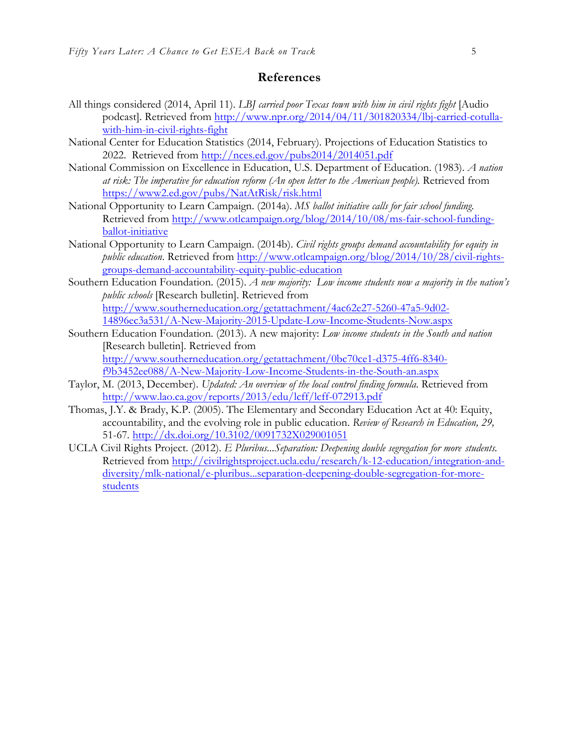## References

All things considered (2014, April 11). *LBJ carried poor Texas town with him in civil rights fight* [Audio podcast]. Retrieved from http://www.npr.org/2014/04/11/301820334/lbj-carried-cotulla-with-him-in-civil-rights-fight

National Center for Education Statistics (2014, February). Projections of Education Statistics to 2022. Retrieved from http://nces.ed.gov/pubs2014/2014051.pdf

National Commission on Excellence in Education, U.S. Department of Education. (1983). *A nation at risk: The imperative for education reform (An open letter to the American people).* Retrieved from https://www2.ed.gov/pubs/NatAtRisk/risk.html

National Opportunity to Learn Campaign. (2014a). *MS ballot initiative calls for fair school funding.* Retrieved from http://www.otlcampaign.org/blog/2014/10/08/ms-fair-school-funding-ballot-initiative

National Opportunity to Learn Campaign. (2014b). *Civil rights groups demand accountability for equity in public education*. Retrieved from http://www.otlcampaign.org/blog/2014/10/28/civil-rights-groups-demand-accountability-equity-public-education

Southern Education Foundation. (2015). *A new majority: Low income students now a majority in the nation's public schools* [Research bulletin]. Retrieved from http://www.southerneducation.org/getattachment/4ac62e27-5260-47a5-9d02-14896ec3a531/A-New-Majority-2015-Update-Low-Income-Students-Now.aspx

Southern Education Foundation. (2013). A new majority: *Low income students in the South and nation* [Research bulletin]. Retrieved from http://www.southerneducation.org/getattachment/0bc70ce1-d375-4ff6-8340-f9b3452ee088/A-New-Majority-Low-Income-Students-in-the-South-an.aspx

Taylor, M. (2013, December). *Updated: An overview of the local control finding formula*. Retrieved from http://www.lao.ca.gov/reports/2013/edu/lcff/lcff-072913.pdf

Thomas, J.Y. & Brady, K.P. (2005). The Elementary and Secondary Education Act at 40: Equity, accountability, and the evolving role in public education. *Review of Research in Education, 29,* 51-67. http://dx.doi.org/10.3102/0091732X029001051

UCLA Civil Rights Project. (2012). *E Pluribus...Separation: Deepening double segregation for more students.* Retrieved from http://civilrightsproject.ucla.edu/research/k-12-education/integration-and-diversity/mlk-national/e-pluribus...separation-deepening-double-segregation-for-more-students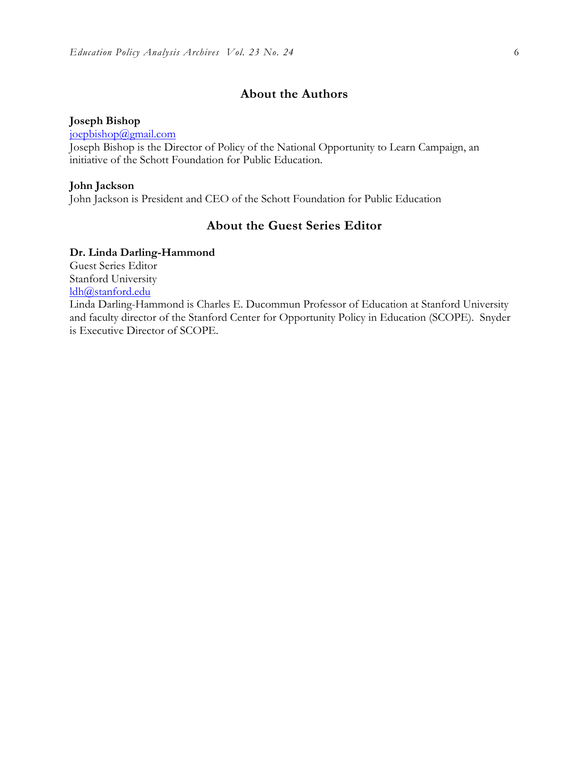## About the Authors

**Joseph Bishop**
joepbishop@gmail.com
Joseph Bishop is the Director of Policy of the National Opportunity to Learn Campaign, an initiative of the Schott Foundation for Public Education.

**John Jackson**
John Jackson is President and CEO of the Schott Foundation for Public Education

## About the Guest Series Editor

**Dr. Linda Darling-Hammond**
Guest Series Editor
Stanford University
ldh@stanford.edu
Linda Darling-Hammond is Charles E. Ducommun Professor of Education at Stanford University and faculty director of the Stanford Center for Opportunity Policy in Education (SCOPE). Snyder is Executive Director of SCOPE.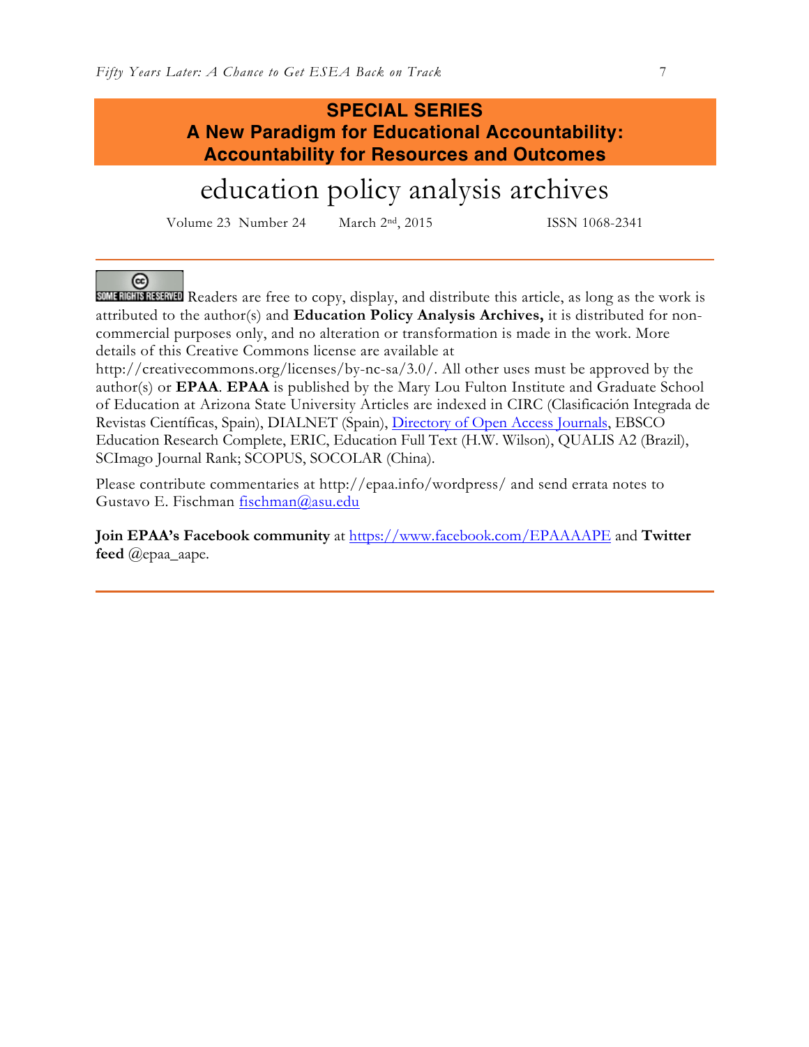**SPECIAL SERIES**
**A New Paradigm for Educational Accountability: Accountability for Resources and Outcomes**

# education policy analysis archives

Volume 23 Number 24 March 2nd, 2015 ISSN 1068-2341

SOME RIGHTS RESERVED Readers are free to copy, display, and distribute this article, as long as the work is attributed to the author(s) and **Education Policy Analysis Archives,** it is distributed for non-commercial purposes only, and no alteration or transformation is made in the work. More details of this Creative Commons license are available at http://creativecommons.org/licenses/by-nc-sa/3.0/. All other uses must be approved by the author(s) or **EPAA**. **EPAA** is published by the Mary Lou Fulton Institute and Graduate School of Education at Arizona State University Articles are indexed in CIRC (Clasificación Integrada de Revistas Científicas, Spain), DIALNET (Spain), Directory of Open Access Journals, EBSCO Education Research Complete, ERIC, Education Full Text (H.W. Wilson), QUALIS A2 (Brazil), SCImago Journal Rank; SCOPUS, SOCOLAR (China).

Please contribute commentaries at http://epaa.info/wordpress/ and send errata notes to Gustavo E. Fischman fischman@asu.edu

**Join EPAA's Facebook community** at https://www.facebook.com/EPAAAAPE and **Twitter feed** @epaa_aape.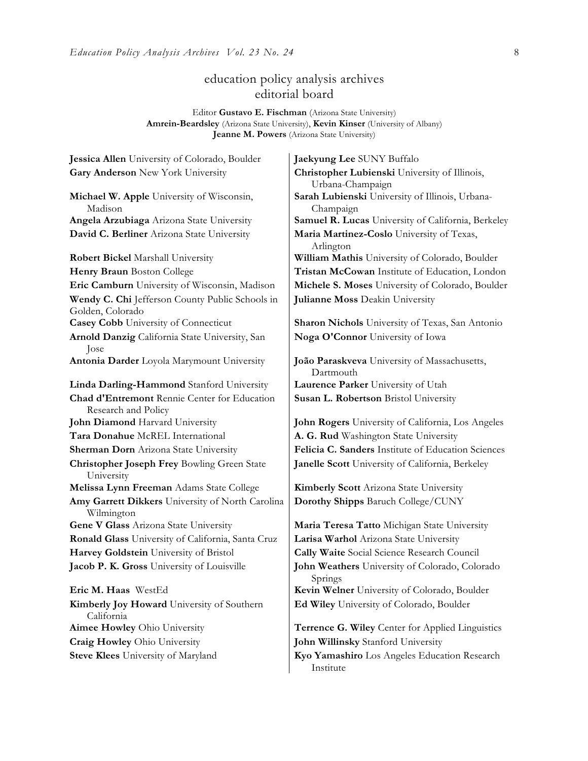# education policy analysis archives editorial board

Editor **Gustavo E. Fischman** (Arizona State University)
**Amrein-Beardsley** (Arizona State University), **Kevin Kinser** (University of Albany)
**Jeanne M. Powers** (Arizona State University)

**Jessica Allen** University of Colorado, Boulder

**Gary Anderson** New York University

**Michael W. Apple** University of Wisconsin, Madison

**Angela Arzubiaga** Arizona State University

**David C. Berliner** Arizona State University

**Robert Bickel** Marshall University

**Henry Braun** Boston College

**Eric Camburn** University of Wisconsin, Madison

**Wendy C. Chi** Jefferson County Public Schools in Golden, Colorado

**Casey Cobb** University of Connecticut

**Arnold Danzig** California State University, San Jose

**Antonia Darder** Loyola Marymount University

**Linda Darling-Hammond** Stanford University

**Chad d'Entremont** Rennie Center for Education Research and Policy

**John Diamond** Harvard University

**Tara Donahue** McREL International

**Sherman Dorn** Arizona State University

**Christopher Joseph Frey** Bowling Green State University

**Melissa Lynn Freeman** Adams State College

**Amy Garrett Dikkers** University of North Carolina Wilmington

**Gene V Glass** Arizona State University

**Ronald Glass** University of California, Santa Cruz

**Harvey Goldstein** University of Bristol

**Jacob P. K. Gross** University of Louisville

**Eric M. Haas** WestEd

**Kimberly Joy Howard** University of Southern California

**Aimee Howley** Ohio University

**Craig Howley** Ohio University

**Steve Klees** University of Maryland

**Jaekyung Lee** SUNY Buffalo

**Christopher Lubienski** University of Illinois, Urbana-Champaign

**Sarah Lubienski** University of Illinois, Urbana-Champaign

**Samuel R. Lucas** University of California, Berkeley

**Maria Martinez-Coslo** University of Texas, Arlington

**William Mathis** University of Colorado, Boulder

**Tristan McCowan** Institute of Education, London

**Michele S. Moses** University of Colorado, Boulder

**Julianne Moss** Deakin University

**Sharon Nichols** University of Texas, San Antonio

**Noga O'Connor** University of Iowa

**João Paraskveva** University of Massachusetts, Dartmouth

**Laurence Parker** University of Utah

**Susan L. Robertson** Bristol University

**John Rogers** University of California, Los Angeles

**A. G. Rud** Washington State University

**Felicia C. Sanders** Institute of Education Sciences

**Janelle Scott** University of California, Berkeley

**Kimberly Scott** Arizona State University

**Dorothy Shipps** Baruch College/CUNY

**Maria Teresa Tatto** Michigan State University

**Larisa Warhol** Arizona State University

**Cally Waite** Social Science Research Council

**John Weathers** University of Colorado, Colorado Springs

**Kevin Welner** University of Colorado, Boulder

**Ed Wiley** University of Colorado, Boulder

**Terrence G. Wiley** Center for Applied Linguistics

**John Willinsky** Stanford University

**Kyo Yamashiro** Los Angeles Education Research Institute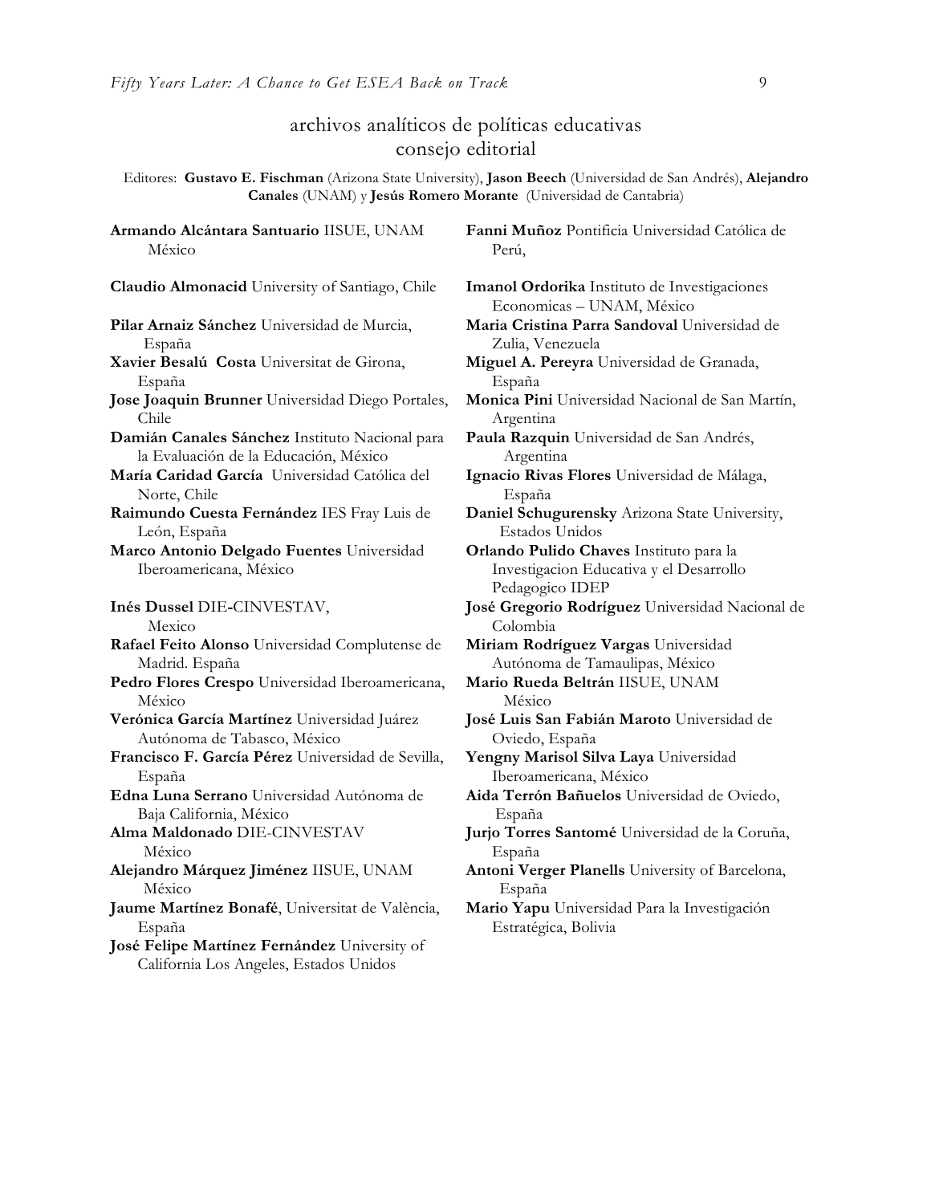## archivos analíticos de políticas educativas
## consejo editorial

Editores: **Gustavo E. Fischman** (Arizona State University), **Jason Beech** (Universidad de San Andrés), **Alejandro Canales** (UNAM) y **Jesús Romero Morante** (Universidad de Cantabria)

**Armando Alcántara Santuario** IISUE, UNAM México

**Claudio Almonacid** University of Santiago, Chile

**Pilar Arnaiz Sánchez** Universidad de Murcia, España

**Xavier Besalú Costa** Universitat de Girona, España

**Jose Joaquin Brunner** Universidad Diego Portales, Chile

**Damián Canales Sánchez** Instituto Nacional para la Evaluación de la Educación, México

**María Caridad García** Universidad Católica del Norte, Chile

**Raimundo Cuesta Fernández** IES Fray Luis de León, España

**Marco Antonio Delgado Fuentes** Universidad Iberoamericana, México

**Inés Dussel** DIE-CINVESTAV, Mexico

**Rafael Feito Alonso** Universidad Complutense de Madrid. España

**Pedro Flores Crespo** Universidad Iberoamericana, México

**Verónica García Martínez** Universidad Juárez Autónoma de Tabasco, México

**Francisco F. García Pérez** Universidad de Sevilla, España

**Edna Luna Serrano** Universidad Autónoma de Baja California, México

**Alma Maldonado** DIE-CINVESTAV México

**Alejandro Márquez Jiménez** IISUE, UNAM México

**Jaume Martínez Bonafé**, Universitat de València, España

**José Felipe Martínez Fernández** University of California Los Angeles, Estados Unidos

**Fanni Muñoz** Pontificia Universidad Católica de Perú,

**Imanol Ordorika** Instituto de Investigaciones Economicas – UNAM, México

**Maria Cristina Parra Sandoval** Universidad de Zulia, Venezuela

**Miguel A. Pereyra** Universidad de Granada, España

**Monica Pini** Universidad Nacional de San Martín, Argentina

**Paula Razquin** Universidad de San Andrés, Argentina

**Ignacio Rivas Flores** Universidad de Málaga, España

**Daniel Schugurensky** Arizona State University, Estados Unidos

**Orlando Pulido Chaves** Instituto para la Investigacion Educativa y el Desarrollo Pedagogico IDEP

**José Gregorio Rodríguez** Universidad Nacional de Colombia

**Miriam Rodríguez Vargas** Universidad Autónoma de Tamaulipas, México

**Mario Rueda Beltrán** IISUE, UNAM México

**José Luis San Fabián Maroto** Universidad de Oviedo, España

**Yengny Marisol Silva Laya** Universidad Iberoamericana, México

**Aida Terrón Bañuelos** Universidad de Oviedo, España

**Jurjo Torres Santomé** Universidad de la Coruña, España

**Antoni Verger Planells** University of Barcelona, España

**Mario Yapu** Universidad Para la Investigación Estratégica, Bolivia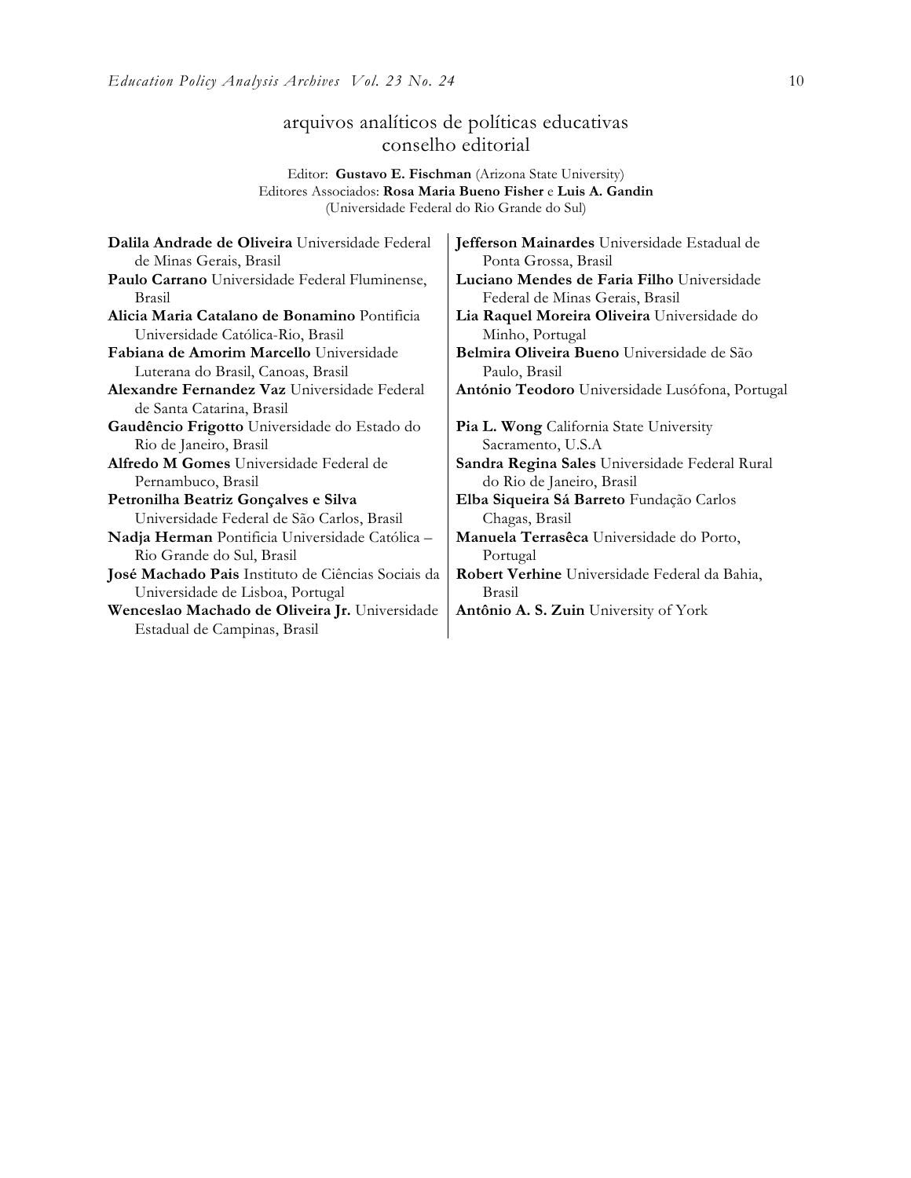## arquivos analíticos de políticas educativas
## conselho editorial

Editor: **Gustavo E. Fischman** (Arizona State University)
Editores Associados: **Rosa Maria Bueno Fisher** e **Luis A. Gandin**
(Universidade Federal do Rio Grande do Sul)

**Dalila Andrade de Oliveira** Universidade Federal de Minas Gerais, Brasil

**Paulo Carrano** Universidade Federal Fluminense, Brasil

**Alicia Maria Catalano de Bonamino** Pontificia Universidade Católica-Rio, Brasil

**Fabiana de Amorim Marcello** Universidade Luterana do Brasil, Canoas, Brasil

**Alexandre Fernandez Vaz** Universidade Federal de Santa Catarina, Brasil

**Gaudêncio Frigotto** Universidade do Estado do Rio de Janeiro, Brasil

**Alfredo M Gomes** Universidade Federal de Pernambuco, Brasil

**Petronilha Beatriz Gonçalves e Silva** Universidade Federal de São Carlos, Brasil

**Nadja Herman** Pontificia Universidade Católica – Rio Grande do Sul, Brasil

**José Machado Pais** Instituto de Ciências Sociais da Universidade de Lisboa, Portugal

**Wenceslao Machado de Oliveira Jr.** Universidade Estadual de Campinas, Brasil

**Jefferson Mainardes** Universidade Estadual de Ponta Grossa, Brasil

**Luciano Mendes de Faria Filho** Universidade Federal de Minas Gerais, Brasil

**Lia Raquel Moreira Oliveira** Universidade do Minho, Portugal

**Belmira Oliveira Bueno** Universidade de São Paulo, Brasil

**António Teodoro** Universidade Lusófona, Portugal

**Pia L. Wong** California State University Sacramento, U.S.A

**Sandra Regina Sales** Universidade Federal Rural do Rio de Janeiro, Brasil

**Elba Siqueira Sá Barreto** Fundação Carlos Chagas, Brasil

**Manuela Terrasêca** Universidade do Porto, Portugal

**Robert Verhine** Universidade Federal da Bahia, Brasil

**Antônio A. S. Zuin** University of York